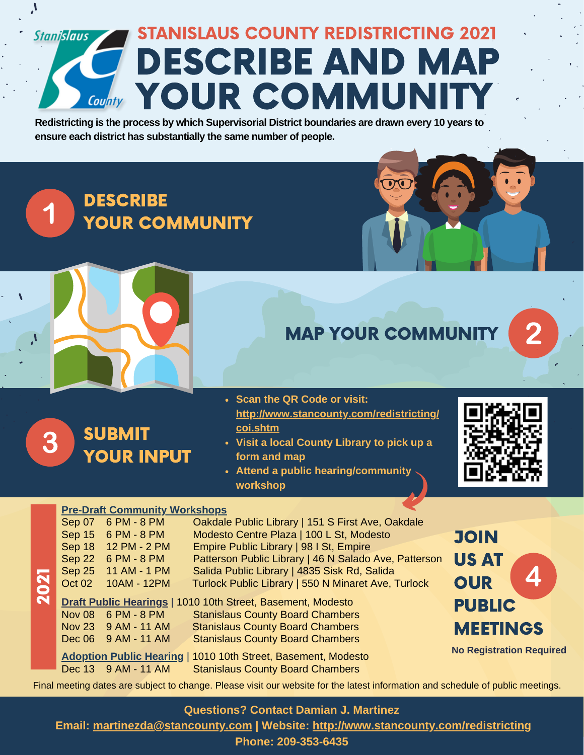## STANISLAUS COUNTY REDISTRICTING 2021

# DESCRIBE AND MAP YOUR COMMUNITY

**Redistricting is the process by which Supervisorial District boundaries are drawn every 10 years to ensure each district has substantially the same number of people.**

## 1 DESCRIBE YOUR COMMUNITY

## 2 MAP YOUR COMMUNITY

## 3 SUBMIT YOUR INPUT

- **Scan the QR Code or visit: http://www.stancounty.com/redistricting/coi.shtm**
- **Visit a local County Library to pick up a form and map**
- **Attend a public hearing/community workshop**

## 4 JOIN US AT OUR PUBLIC MEETINGS

**No Registration Required**

### 2021

**Pre-Draft Community Workshops**

| Date | Time | Location |
|---|---|---|
| Sep 07 | 6 PM - 8 PM | Oakdale Public Library \| 151 S First Ave, Oakdale |
| Sep 15 | 6 PM - 8 PM | Modesto Centre Plaza \| 100 L St, Modesto |
| Sep 18 | 12 PM - 2 PM | Empire Public Library \| 98 I St, Empire |
| Sep 22 | 6 PM - 8 PM | Patterson Public Library \| 46 N Salado Ave, Patterson |
| Sep 25 | 11 AM - 1 PM | Salida Public Library \| 4835 Sisk Rd, Salida |
| Oct 02 | 10AM - 12PM | Turlock Public Library \| 550 N Minaret Ave, Turlock |

**Draft Public Hearings** | 1010 10th Street, Basement, Modesto

| Date | Time | Location |
|---|---|---|
| Nov 08 | 6 PM - 8 PM | Stanislaus County Board Chambers |
| Nov 23 | 9 AM - 11 AM | Stanislaus County Board Chambers |
| Dec 06 | 9 AM - 11 AM | Stanislaus County Board Chambers |

**Adoption Public Hearing** | 1010 10th Street, Basement, Modesto

| Date | Time | Location |
|---|---|---|
| Dec 13 | 9 AM - 11 AM | Stanislaus County Board Chambers |

Final meeting dates are subject to change. Please visit our website for the latest information and schedule of public meetings.

**Questions? Contact Damian J. Martinez**

**Email: martinezda@stancounty.com | Website: http://www.stancounty.com/redistricting**

**Phone: 209-353-6435**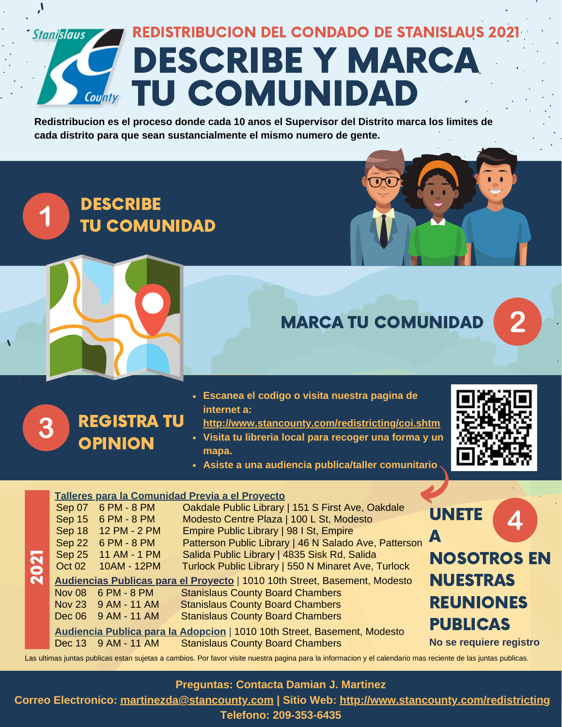## REDISTRIBUCION DEL CONDADO DE STANISLAUS 2021

# DESCRIBE Y MARCA TU COMUNIDAD

**Redistribucion es el proceso donde cada 10 anos el Supervisor del Distrito marca los limites de cada distrito para que sean sustancialmente el mismo numero de gente.**

## 1 DESCRIBE TU COMUNIDAD

## 2 MARCA TU COMUNIDAD

## 3 REGISTRA TU OPINION

- **Escanea el codigo o visita nuestra pagina de internet a: http://www.stancounty.com/redistricting/coi.shtm**
- **Visita tu libreria local para recoger una forma y un mapa.**
- **Asiste a una audiencia publica/taller comunitario**

## 2021

**Talleres para la Comunidad Previa a el Proyecto**

| | | |
|---|---|---|
| Sep 07 | 6 PM - 8 PM | Oakdale Public Library \| 151 S First Ave, Oakdale |
| Sep 15 | 6 PM - 8 PM | Modesto Centre Plaza \| 100 L St, Modesto |
| Sep 18 | 12 PM - 2 PM | Empire Public Library \| 98 I St, Empire |
| Sep 22 | 6 PM - 8 PM | Patterson Public Library \| 46 N Salado Ave, Patterson |
| Sep 25 | 11 AM - 1 PM | Salida Public Library \| 4835 Sisk Rd, Salida |
| Oct 02 | 10AM - 12PM | Turlock Public Library \| 550 N Minaret Ave, Turlock |

**Audiencias Publicas para el Proyecto** | 1010 10th Street, Basement, Modesto

| | | |
|---|---|---|
| Nov 08 | 6 PM - 8 PM | Stanislaus County Board Chambers |
| Nov 23 | 9 AM - 11 AM | Stanislaus County Board Chambers |
| Dec 06 | 9 AM - 11 AM | Stanislaus County Board Chambers |

**Audiencia Publica para la Adopcion** | 1010 10th Street, Basement, Modesto

| | | |
|---|---|---|
| Dec 13 | 9 AM - 11 AM | Stanislaus County Board Chambers |

## 4 UNETE A NOSOTROS EN NUESTRAS REUNIONES PUBLICAS

**No se requiere registro**

Las ultimas juntas publicas estan sujetas a cambios. Por favor visite nuestra pagina para la informacion y el calendario mas reciente de las juntas publicas.

**Preguntas: Contacta Damian J. Martinez**

**Correo Electronico: martinezda@stancounty.com | Sitio Web: http://www.stancounty.com/redistricting**

**Telefono: 209-353-6435**